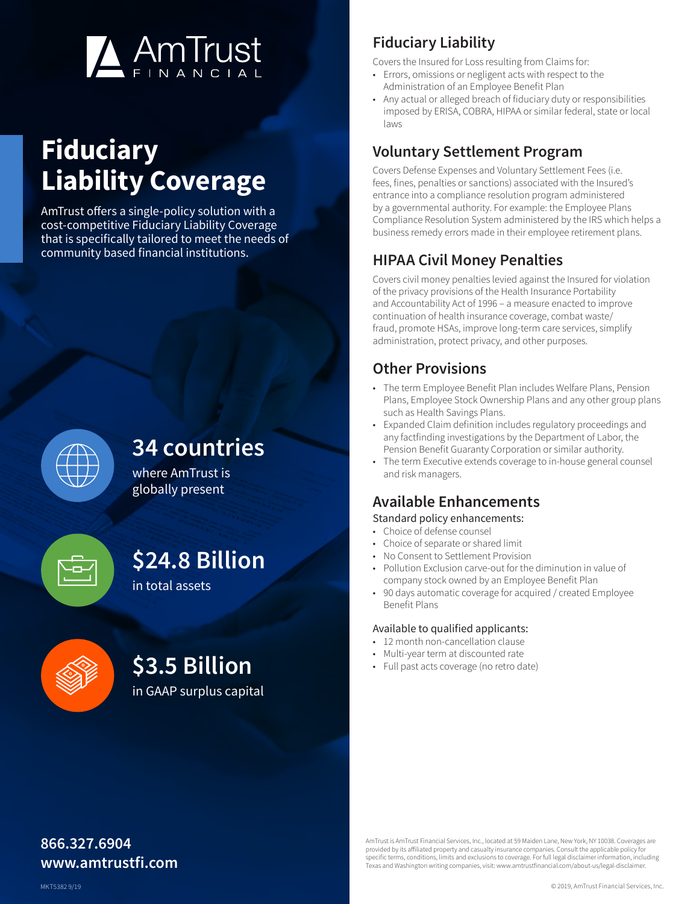AmTrust FINANCIAL

# Fiduciary Liability Coverage

AmTrust offers a single-policy solution with a cost-competitive Fiduciary Liability Coverage that is specifically tailored to meet the needs of community based financial institutions.

**34 countries**
where AmTrust is globally present

**$24.8 Billion**
in total assets

**$3.5 Billion**
in GAAP surplus capital

**866.327.6904**
**www.amtrustfi.com**

## Fiduciary Liability

Covers the Insured for Loss resulting from Claims for:

- Errors, omissions or negligent acts with respect to the Administration of an Employee Benefit Plan
- Any actual or alleged breach of fiduciary duty or responsibilities imposed by ERISA, COBRA, HIPAA or similar federal, state or local laws

## Voluntary Settlement Program

Covers Defense Expenses and Voluntary Settlement Fees (i.e. fees, fines, penalties or sanctions) associated with the Insured's entrance into a compliance resolution program administered by a governmental authority. For example: the Employee Plans Compliance Resolution System administered by the IRS which helps a business remedy errors made in their employee retirement plans.

## HIPAA Civil Money Penalties

Covers civil money penalties levied against the Insured for violation of the privacy provisions of the Health Insurance Portability and Accountability Act of 1996 – a measure enacted to improve continuation of health insurance coverage, combat waste/fraud, promote HSAs, improve long-term care services, simplify administration, protect privacy, and other purposes.

## Other Provisions

- The term Employee Benefit Plan includes Welfare Plans, Pension Plans, Employee Stock Ownership Plans and any other group plans such as Health Savings Plans.
- Expanded Claim definition includes regulatory proceedings and any factfinding investigations by the Department of Labor, the Pension Benefit Guaranty Corporation or similar authority.
- The term Executive extends coverage to in-house general counsel and risk managers.

## Available Enhancements

Standard policy enhancements:

- Choice of defense counsel
- Choice of separate or shared limit
- No Consent to Settlement Provision
- Pollution Exclusion carve-out for the diminution in value of company stock owned by an Employee Benefit Plan
- 90 days automatic coverage for acquired / created Employee Benefit Plans

Available to qualified applicants:

- 12 month non-cancellation clause
- Multi-year term at discounted rate
- Full past acts coverage (no retro date)

AmTrust is AmTrust Financial Services, Inc., located at 59 Maiden Lane, New York, NY 10038. Coverages are provided by its affiliated property and casualty insurance companies. Consult the applicable policy for specific terms, conditions, limits and exclusions to coverage. For full legal disclaimer information, including Texas and Washington writing companies, visit: www.amtrustfinancial.com/about-us/legal-disclaimer.

MKT5382 9/19

© 2019, AmTrust Financial Services, Inc.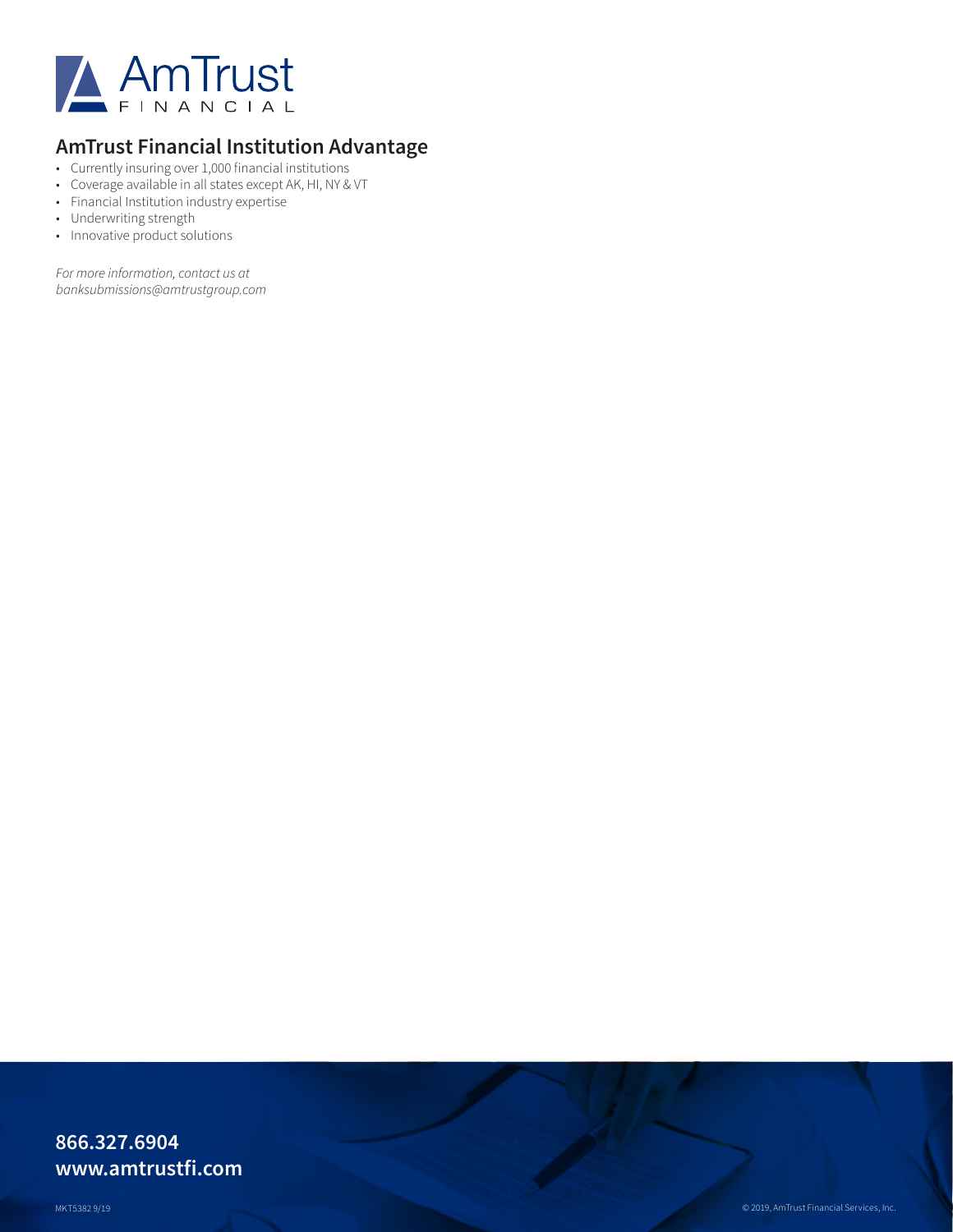AmTrust FINANCIAL

## AmTrust Financial Institution Advantage

- Currently insuring over 1,000 financial institutions
- Coverage available in all states except AK, HI, NY & VT
- Financial Institution industry expertise
- Underwriting strength
- Innovative product solutions

*For more information, contact us at banksubmissions@amtrustgroup.com*

**866.327.6904**
**www.amtrustfi.com**

MKT5382 9/19

© 2019, AmTrust Financial Services, Inc.